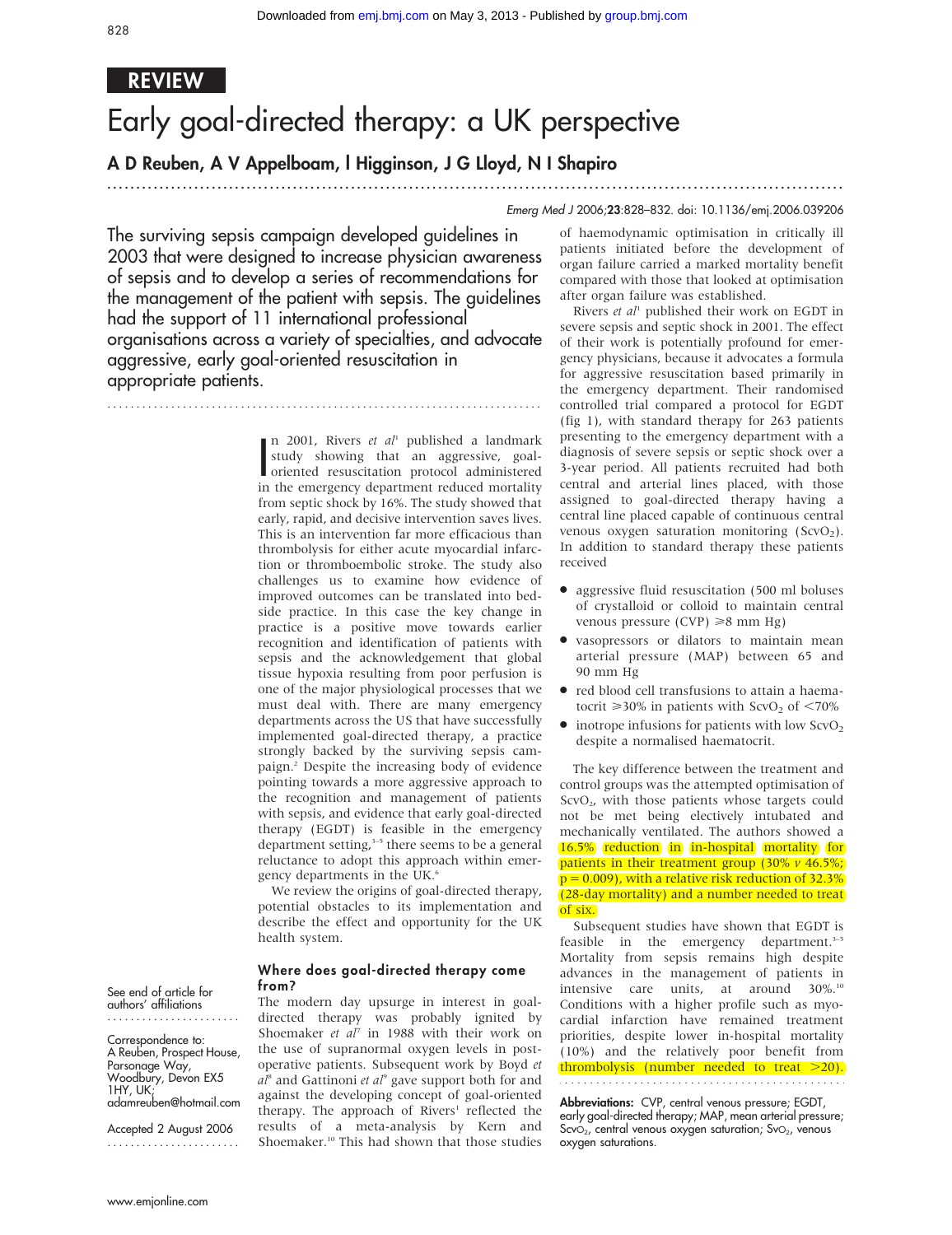REVIEW

# Early goal-directed therapy: a UK perspective

## A D Reuben, A V Appelboam, I Higginson, J G Lloyd, N I Shapiro

*Emerg Med J* 2006;**23**:828–832. doi: 10.1136/emj.2006.039206

The surviving sepsis campaign developed guidelines in 2003 that were designed to increase physician awareness of sepsis and to develop a series of recommendations for the management of the patient with sepsis. The guidelines had the support of 11 international professional organisations across a variety of specialties, and advocate aggressive, early goal-oriented resuscitation in appropriate patients.

In 2001, Rivers *et al*[1] published a landmark study showing that an aggressive, goal-oriented resuscitation protocol administered in the emergency department reduced mortality from septic shock by 16%. The study showed that early, rapid, and decisive intervention saves lives. This is an intervention far more efficacious than thrombolysis for either acute myocardial infarction or thromboembolic stroke. The study also challenges us to examine how evidence of improved outcomes can be translated into bedside practice. In this case the key change in practice is a positive move towards earlier recognition and identification of patients with sepsis and the acknowledgement that global tissue hypoxia resulting from poor perfusion is one of the major physiological processes that we must deal with. There are many emergency departments across the US that have successfully implemented goal-directed therapy, a practice strongly backed by the surviving sepsis campaign.[2] Despite the increasing body of evidence pointing towards a more aggressive approach to the recognition and management of patients with sepsis, and evidence that early goal-directed therapy (EGDT) is feasible in the emergency department setting,[3–5] there seems to be a general reluctance to adopt this approach within emergency departments in the UK.[6]

We review the origins of goal-directed therapy, potential obstacles to its implementation and describe the effect and opportunity for the UK health system.

### Where does goal-directed therapy come from?

The modern day upsurge in interest in goal-directed therapy was probably ignited by Shoemaker *et al*[7] in 1988 with their work on the use of supranormal oxygen levels in post-operative patients. Subsequent work by Boyd *et al*[8] and Gattinoni *et al*[9] gave support both for and against the developing concept of goal-oriented therapy. The approach of Rivers[1] reflected the results of a meta-analysis by Kern and Shoemaker.[10] This had shown that those studies of haemodynamic optimisation in critically ill patients initiated before the development of organ failure carried a marked mortality benefit compared with those that looked at optimisation after organ failure was established.

Rivers *et al*[1] published their work on EGDT in severe sepsis and septic shock in 2001. The effect of their work is potentially profound for emergency physicians, because it advocates a formula for aggressive resuscitation based primarily in the emergency department. Their randomised controlled trial compared a protocol for EGDT (fig 1), with standard therapy for 263 patients presenting to the emergency department with a diagnosis of severe sepsis or septic shock over a 3-year period. All patients recruited had both central and arterial lines placed, with those assigned to goal-directed therapy having a central line placed capable of continuous central venous oxygen saturation monitoring ($ScvO_2$). In addition to standard therapy these patients received

- aggressive fluid resuscitation (500 ml boluses of crystalloid or colloid to maintain central venous pressure (CVP) ⩾8 mm Hg)
- vasopressors or dilators to maintain mean arterial pressure (MAP) between 65 and 90 mm Hg
- red blood cell transfusions to attain a haematocrit ⩾30% in patients with $ScvO_2$ of <70%
- inotrope infusions for patients with low $ScvO_2$ despite a normalised haematocrit.

The key difference between the treatment and control groups was the attempted optimisation of $ScvO_2$, with those patients whose targets could not be met being electively intubated and mechanically ventilated. The authors showed a 16.5% reduction in in-hospital mortality for patients in their treatment group (30% *v* 46.5%; p = 0.009), with a relative risk reduction of 32.3% (28-day mortality) and a number needed to treat of six.

Subsequent studies have shown that EGDT is feasible in the emergency department.[3–5] Mortality from sepsis remains high despite advances in the management of patients in intensive care units, at around 30%.[10] Conditions with a higher profile such as myocardial infarction have remained treatment priorities, despite lower in-hospital mortality (10%) and the relatively poor benefit from thrombolysis (number needed to treat >20).

**Abbreviations:** CVP, central venous pressure; EGDT, early goal-directed therapy; MAP, mean arterial pressure; $ScvO_2$, central venous oxygen saturation; $SvO_2$, venous oxygen saturations.

See end of article for authors' affiliations

Correspondence to: A Reuben, Prospect House, Parsonage Way, Woodbury, Devon EX5 1HY, UK; adamreuben@hotmail.com

Accepted 2 August 2006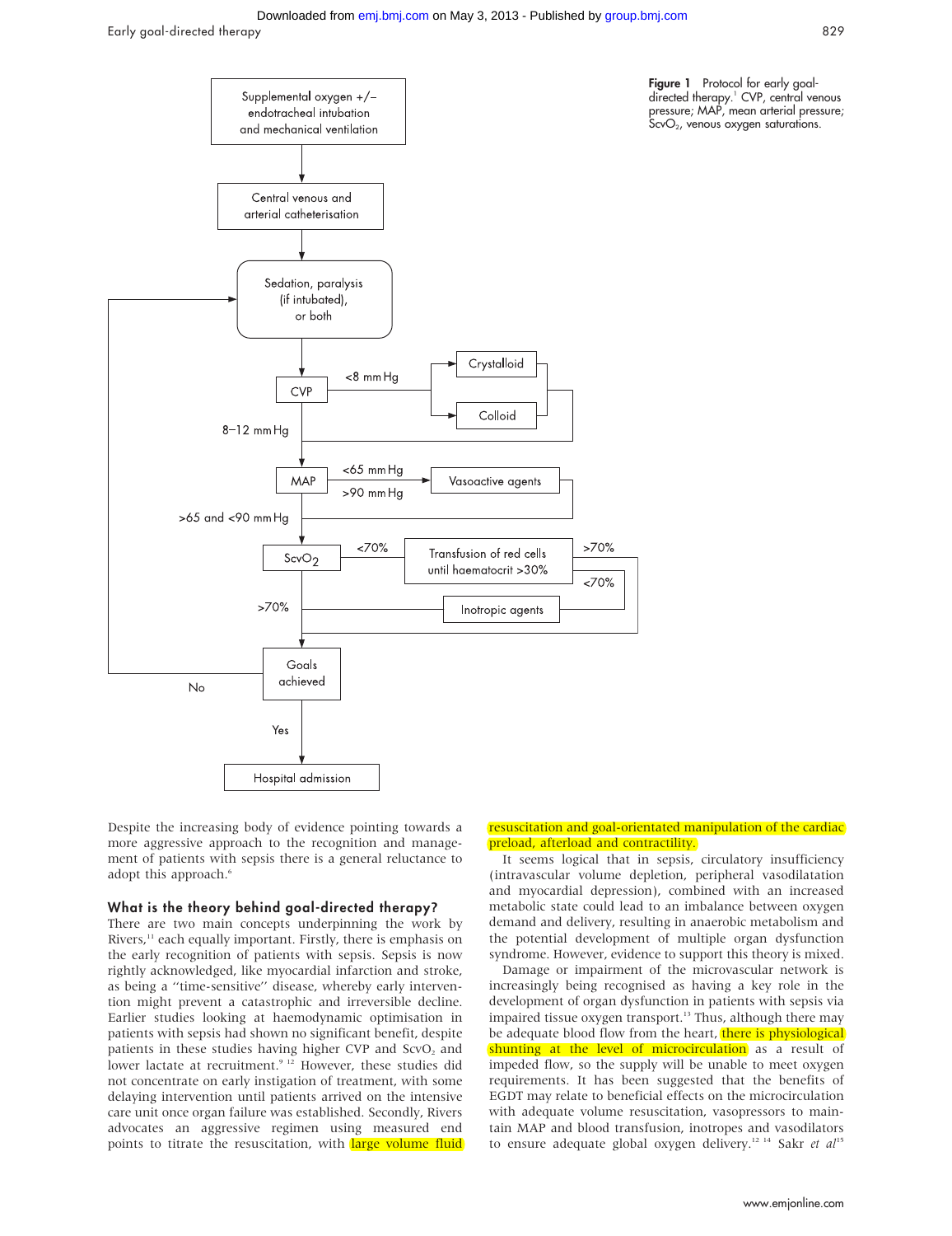Figure 1 Protocol for early goal-directed therapy.[1] CVP, central venous pressure; MAP, mean arterial pressure; $ScvO_2$, venous oxygen saturations.

Despite the increasing body of evidence pointing towards a more aggressive approach to the recognition and management of patients with sepsis there is a general reluctance to adopt this approach.[6]

### What is the theory behind goal-directed therapy?

There are two main concepts underpinning the work by Rivers,[11] each equally important. Firstly, there is emphasis on the early recognition of patients with sepsis. Sepsis is now rightly acknowledged, like myocardial infarction and stroke, as being a "time-sensitive" disease, whereby early intervention might prevent a catastrophic and irreversible decline. Earlier studies looking at haemodynamic optimisation in patients with sepsis had shown no significant benefit, despite patients in these studies having higher CVP and $ScvO_2$ and lower lactate at recruitment.[9,12] However, these studies did not concentrate on early instigation of treatment, with some delaying intervention until patients arrived on the intensive care unit once organ failure was established. Secondly, Rivers advocates an aggressive regimen using measured end points to titrate the resuscitation, with large volume fluid resuscitation and goal-orientated manipulation of the cardiac preload, afterload and contractility.

It seems logical that in sepsis, circulatory insufficiency (intravascular volume depletion, peripheral vasodilatation and myocardial depression), combined with an increased metabolic state could lead to an imbalance between oxygen demand and delivery, resulting in anaerobic metabolism and the potential development of multiple organ dysfunction syndrome. However, evidence to support this theory is mixed.

Damage or impairment of the microvascular network is increasingly being recognised as having a key role in the development of organ dysfunction in patients with sepsis via impaired tissue oxygen transport.[13] Thus, although there may be adequate blood flow from the heart, there is physiological shunting at the level of microcirculation as a result of impeded flow, so the supply will be unable to meet oxygen requirements. It has been suggested that the benefits of EGDT may relate to beneficial effects on the microcirculation with adequate volume resuscitation, vasopressors to maintain MAP and blood transfusion, inotropes and vasodilators to ensure adequate global oxygen delivery.[12,14] Sakr *et al*[15]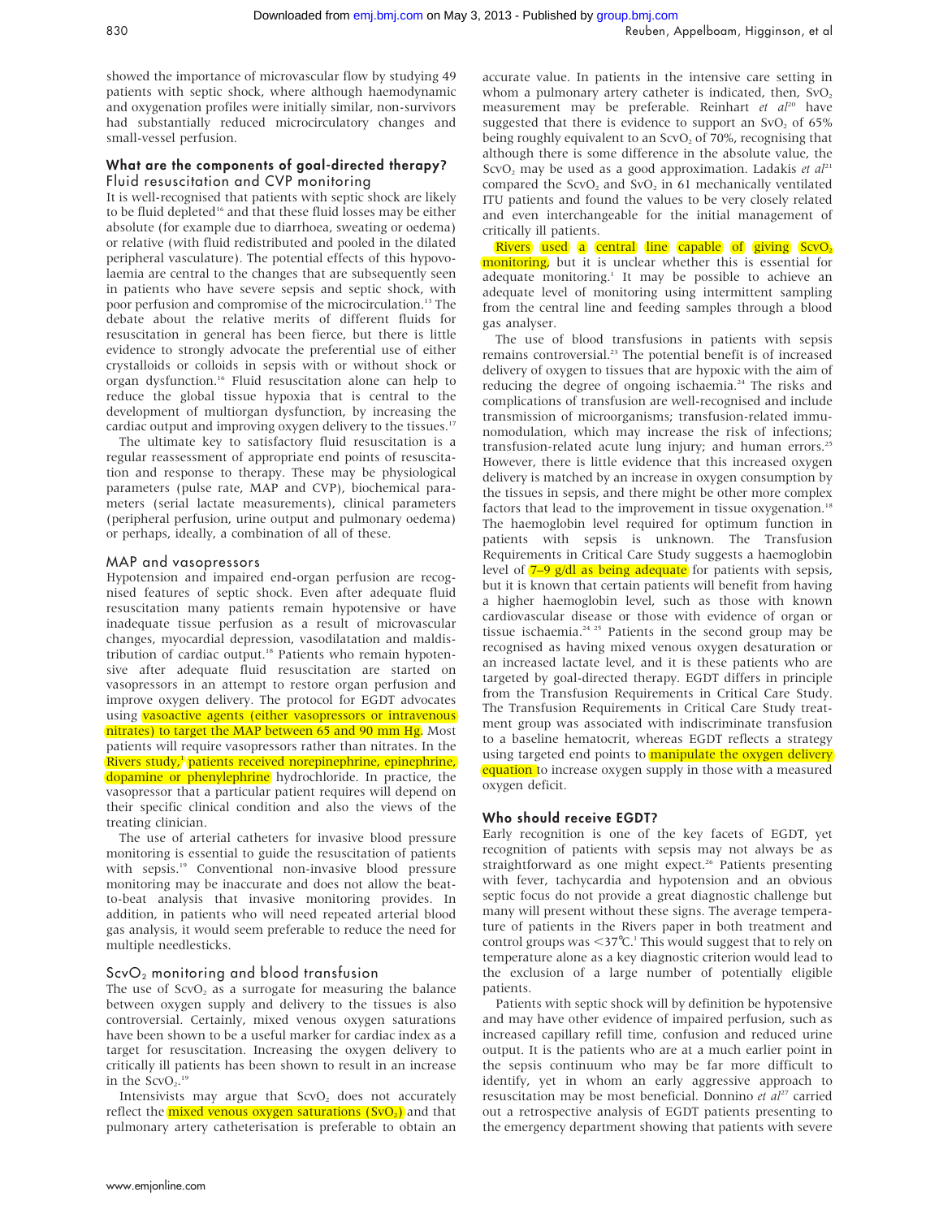showed the importance of microvascular flow by studying 49 patients with septic shock, where although haemodynamic and oxygenation profiles were initially similar, non-survivors had substantially reduced microcirculatory changes and small-vessel perfusion.

### What are the components of goal-directed therapy?

#### Fluid resuscitation and CVP monitoring

It is well-recognised that patients with septic shock are likely to be fluid depleted[16] and that these fluid losses may be either absolute (for example due to diarrhoea, sweating or oedema) or relative (with fluid redistributed and pooled in the dilated peripheral vasculature). The potential effects of this hypovolaemia are central to the changes that are subsequently seen in patients who have severe sepsis and septic shock, with poor perfusion and compromise of the microcirculation.[13] The debate about the relative merits of different fluids for resuscitation in general has been fierce, but there is little evidence to strongly advocate the preferential use of either crystalloids or colloids in sepsis with or without shock or organ dysfunction.[16] Fluid resuscitation alone can help to reduce the global tissue hypoxia that is central to the development of multiorgan dysfunction, by increasing the cardiac output and improving oxygen delivery to the tissues.[17]

The ultimate key to satisfactory fluid resuscitation is a regular reassessment of appropriate end points of resuscitation and response to therapy. These may be physiological parameters (pulse rate, MAP and CVP), biochemical parameters (serial lactate measurements), clinical parameters (peripheral perfusion, urine output and pulmonary oedema) or perhaps, ideally, a combination of all of these.

#### MAP and vasopressors

Hypotension and impaired end-organ perfusion are recognised features of septic shock. Even after adequate fluid resuscitation many patients remain hypotensive or have inadequate tissue perfusion as a result of microvascular changes, myocardial depression, vasodilatation and maldistribution of cardiac output.[18] Patients who remain hypotensive after adequate fluid resuscitation are started on vasopressors in an attempt to restore organ perfusion and improve oxygen delivery. The protocol for EGDT advocates using vasoactive agents (either vasopressors or intravenous nitrates) to target the MAP between 65 and 90 mm Hg. Most patients will require vasopressors rather than nitrates. In the Rivers study,[1] patients received norepinephrine, epinephrine, dopamine or phenylephrine hydrochloride. In practice, the vasopressor that a particular patient requires will depend on their specific clinical condition and also the views of the treating clinician.

The use of arterial catheters for invasive blood pressure monitoring is essential to guide the resuscitation of patients with sepsis.[19] Conventional non-invasive blood pressure monitoring may be inaccurate and does not allow the beat-to-beat analysis that invasive monitoring provides. In addition, in patients who will need repeated arterial blood gas analysis, it would seem preferable to reduce the need for multiple needlesticks.

#### $ScvO_2$ monitoring and blood transfusion

The use of $ScvO_2$ as a surrogate for measuring the balance between oxygen supply and delivery to the tissues is also controversial. Certainly, mixed venous oxygen saturations have been shown to be a useful marker for cardiac index as a target for resuscitation. Increasing the oxygen delivery to critically ill patients has been shown to result in an increase in the $ScvO_2$.[19]

Intensivists may argue that $ScvO_2$ does not accurately reflect the mixed venous oxygen saturations ($SvO_2$) and that pulmonary artery catheterisation is preferable to obtain an accurate value. In patients in the intensive care setting in whom a pulmonary artery catheter is indicated, then, $SvO_2$ measurement may be preferable. Reinhart *et al*[20] have suggested that there is evidence to support an $SvO_2$ of 65% being roughly equivalent to an $ScvO_2$ of 70%, recognising that although there is some difference in the absolute value, the $ScvO_2$ may be used as a good approximation. Ladakis *et al*[21] compared the $ScvO_2$ and $SvO_2$ in 61 mechanically ventilated ITU patients and found the values to be very closely related and even interchangeable for the initial management of critically ill patients.

Rivers used a central line capable of giving $ScvO_2$ monitoring, but it is unclear whether this is essential for adequate monitoring.[1] It may be possible to achieve an adequate level of monitoring using intermittent sampling from the central line and feeding samples through a blood gas analyser.

The use of blood transfusions in patients with sepsis remains controversial.[23] The potential benefit is of increased delivery of oxygen to tissues that are hypoxic with the aim of reducing the degree of ongoing ischaemia.[24] The risks and complications of transfusion are well-recognised and include transmission of microorganisms; transfusion-related immunomodulation, which may increase the risk of infections; transfusion-related acute lung injury; and human errors.[25] However, there is little evidence that this increased oxygen delivery is matched by an increase in oxygen consumption by the tissues in sepsis, and there might be other more complex factors that lead to the improvement in tissue oxygenation.[18] The haemoglobin level required for optimum function in patients with sepsis is unknown. The Transfusion Requirements in Critical Care Study suggests a haemoglobin level of 7–9 g/dl as being adequate for patients with sepsis, but it is known that certain patients will benefit from having a higher haemoglobin level, such as those with known cardiovascular disease or those with evidence of organ or tissue ischaemia.[24 25] Patients in the second group may be recognised as having mixed venous oxygen desaturation or an increased lactate level, and it is these patients who are targeted by goal-directed therapy. EGDT differs in principle from the Transfusion Requirements in Critical Care Study. The Transfusion Requirements in Critical Care Study treatment group was associated with indiscriminate transfusion to a baseline hematocrit, whereas EGDT reflects a strategy using targeted end points to manipulate the oxygen delivery equation to increase oxygen supply in those with a measured oxygen deficit.

### Who should receive EGDT?

Early recognition is one of the key facets of EGDT, yet recognition of patients with sepsis may not always be as straightforward as one might expect.[26] Patients presenting with fever, tachycardia and hypotension and an obvious septic focus do not provide a great diagnostic challenge but many will present without these signs. The average temperature of patients in the Rivers paper in both treatment and control groups was <37°C.[1] This would suggest that to rely on temperature alone as a key diagnostic criterion would lead to the exclusion of a large number of potentially eligible patients.

Patients with septic shock will by definition be hypotensive and may have other evidence of impaired perfusion, such as increased capillary refill time, confusion and reduced urine output. It is the patients who are at a much earlier point in the sepsis continuum who may be far more difficult to identify, yet in whom an early aggressive approach to resuscitation may be most beneficial. Donnino *et al*[27] carried out a retrospective analysis of EGDT patients presenting to the emergency department showing that patients with severe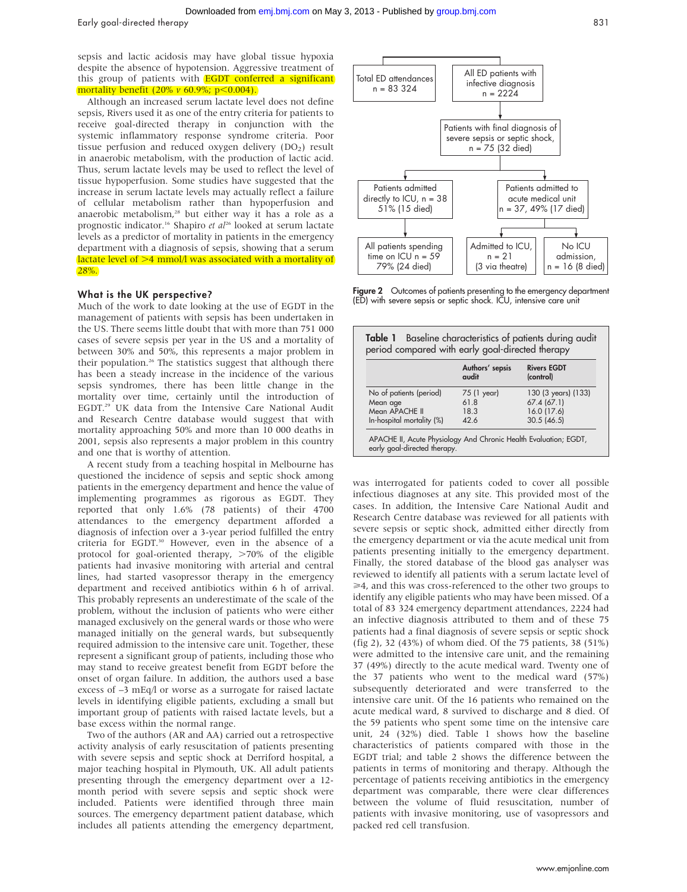sepsis and lactic acidosis may have global tissue hypoxia despite the absence of hypotension. Aggressive treatment of this group of patients with EGDT conferred a significant mortality benefit (20% *v* 60.9%; p<0.004).

Although an increased serum lactate level does not define sepsis, Rivers used it as one of the entry criteria for patients to receive goal-directed therapy in conjunction with the systemic inflammatory response syndrome criteria. Poor tissue perfusion and reduced oxygen delivery ($DO_2$) result in anaerobic metabolism, with the production of lactic acid. Thus, serum lactate levels may be used to reflect the level of tissue hypoperfusion. Some studies have suggested that the increase in serum lactate levels may actually reflect a failure of cellular metabolism rather than hypoperfusion and anaerobic metabolism,[28] but either way it has a role as a prognostic indicator.[16] Shapiro *et al*[26] looked at serum lactate levels as a predictor of mortality in patients in the emergency department with a diagnosis of sepsis, showing that a serum lactate level of >4 mmol/l was associated with a mortality of 28%.

## What is the UK perspective?

Much of the work to date looking at the use of EGDT in the management of patients with sepsis has been undertaken in the US. There seems little doubt that with more than 751 000 cases of severe sepsis per year in the US and a mortality of between 30% and 50%, this represents a major problem in their population.[26] The statistics suggest that although there has been a steady increase in the incidence of the various sepsis syndromes, there has been little change in the mortality over time, certainly until the introduction of EGDT.[29] UK data from the Intensive Care National Audit and Research Centre database would suggest that with mortality approaching 50% and more than 10 000 deaths in 2001, sepsis also represents a major problem in this country and one that is worthy of attention.

A recent study from a teaching hospital in Melbourne has questioned the incidence of sepsis and septic shock among patients in the emergency department and hence the value of implementing programmes as rigorous as EGDT. They reported that only 1.6% (78 patients) of their 4700 attendances to the emergency department afforded a diagnosis of infection over a 3-year period fulfilled the entry criteria for EGDT.[30] However, even in the absence of a protocol for goal-oriented therapy, >70% of the eligible patients had invasive monitoring with arterial and central lines, had started vasopressor therapy in the emergency department and received antibiotics within 6 h of arrival. This probably represents an underestimate of the scale of the problem, without the inclusion of patients who were either managed exclusively on the general wards or those who were managed initially on the general wards, but subsequently required admission to the intensive care unit. Together, these represent a significant group of patients, including those who may stand to receive greatest benefit from EGDT before the onset of organ failure. In addition, the authors used a base excess of –3 mEq/l or worse as a surrogate for raised lactate levels in identifying eligible patients, excluding a small but important group of patients with raised lactate levels, but a base excess within the normal range.

Two of the authors (AR and AA) carried out a retrospective activity analysis of early resuscitation of patients presenting with severe sepsis and septic shock at Derriford hospital, a major teaching hospital in Plymouth, UK. All adult patients presenting through the emergency department over a 12-month period with severe sepsis and septic shock were included. Patients were identified through three main sources. The emergency department patient database, which includes all patients attending the emergency department, was interrogated for patients coded to cover all possible infectious diagnoses at any site. This provided most of the cases. In addition, the Intensive Care National Audit and Research Centre database was reviewed for all patients with severe sepsis or septic shock, admitted either directly from the emergency department or via the acute medical unit from patients presenting initially to the emergency department. Finally, the stored database of the blood gas analyser was reviewed to identify all patients with a serum lactate level of ≥4, and this was cross-referenced to the other two groups to identify any eligible patients who may have been missed. Of a total of 83 324 emergency department attendances, 2224 had an infective diagnosis attributed to them and of these 75 patients had a final diagnosis of severe sepsis or septic shock (fig 2), 32 (43%) of whom died. Of the 75 patients, 38 (51%) were admitted to the intensive care unit, and the remaining 37 (49%) directly to the acute medical ward. Twenty one of the 37 patients who went to the medical ward (57%) subsequently deteriorated and were transferred to the intensive care unit. Of the 16 patients who remained on the acute medical ward, 8 survived to discharge and 8 died. Of the 59 patients who spent some time on the intensive care unit, 24 (32%) died. Table 1 shows how the baseline characteristics of patients compared with those in the EGDT trial; and table 2 shows the difference between the patients in terms of monitoring and therapy. Although the percentage of patients receiving antibiotics in the emergency department was comparable, there were clear differences between the volume of fluid resuscitation, number of patients with invasive monitoring, use of vasopressors and packed red cell transfusion.

Total ED attendances n = 83 324
All ED patients with infective diagnosis n = 2224
Patients with final diagnosis of severe sepsis or septic shock, n = 75 (32 died)
Patients admitted directly to ICU, n = 38 51% (15 died)
Patients admitted to acute medical unit n = 37, 49% (17 died)
All patients spending time on ICU n = 59 79% (24 died)
Admitted to ICU, n = 21 (3 via theatre)
No ICU admission, n = 16 (8 died)

**Figure 2** Outcomes of patients presenting to the emergency department (ED) with severe sepsis or septic shock. ICU, intensive care unit

**Table 1** Baseline characteristics of patients during audit period compared with early goal-directed therapy

| | Authors' sepsis audit | Rivers EGDT (control) |
|---|---|---|
| No of patients (period) | 75 (1 year) | 130 (3 years) (133) |
| Mean age | 61.8 | 67.4 (67.1) |
| Mean APACHE II | 18.3 | 16.0 (17.6) |
| In-hospital mortality (%) | 42.6 | 30.5 (46.5) |

APACHE II, Acute Physiology And Chronic Health Evaluation; EGDT, early goal-directed therapy.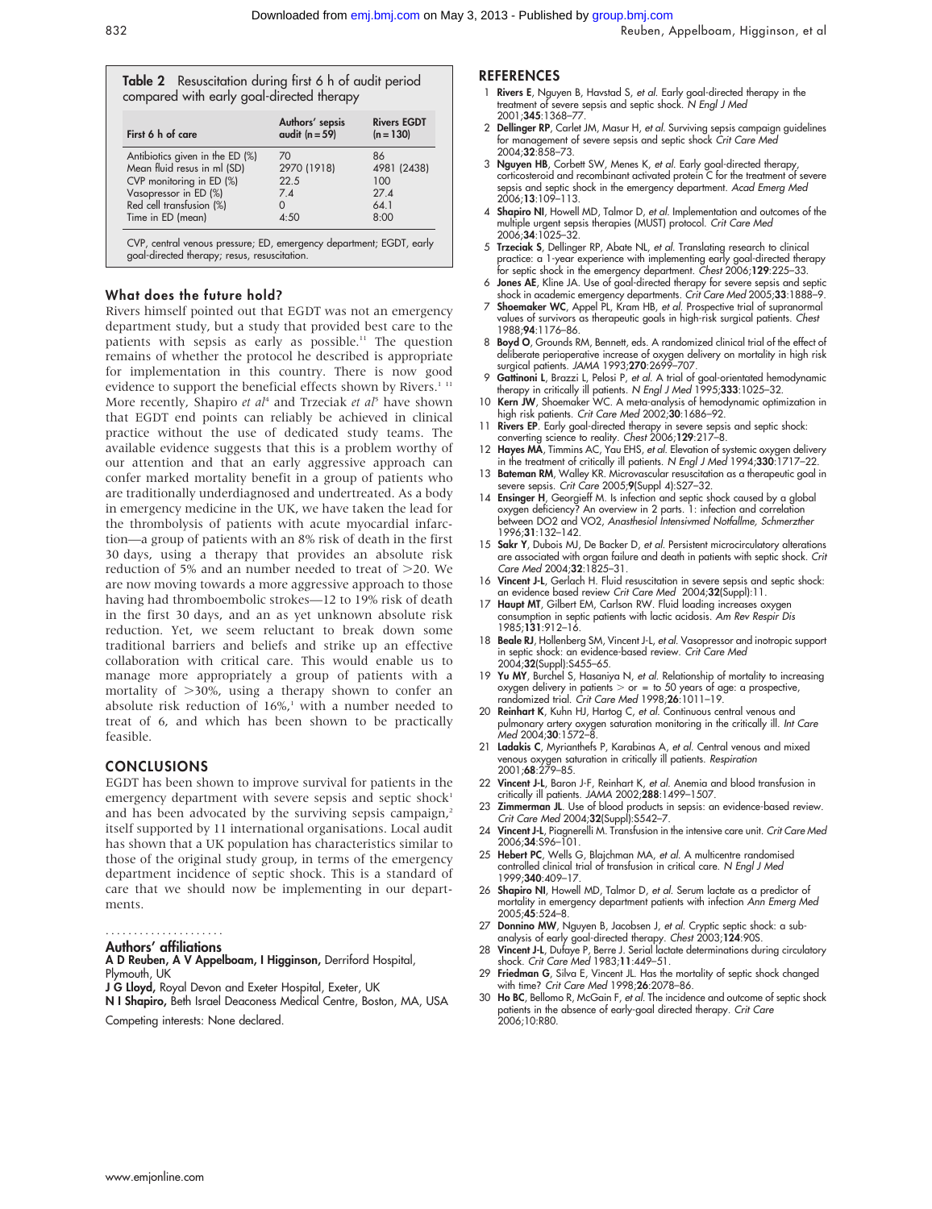**Table 2** Resuscitation during first 6 h of audit period compared with early goal-directed therapy

| First 6 h of care | Authors' sepsis audit (n = 59) | Rivers EGDT (n = 130) |
|---|---|---|
| Antibiotics given in the ED (%) | 70 | 86 |
| Mean fluid resus in ml (SD) | 2970 (1918) | 4981 (2438) |
| CVP monitoring in ED (%) | 22.5 | 100 |
| Vasopressor in ED (%) | 7.4 | 27.4 |
| Red cell transfusion (%) | 0 | 64.1 |
| Time in ED (mean) | 4:50 | 8:00 |

CVP, central venous pressure; ED, emergency department; EGDT, early goal-directed therapy; resus, resuscitation.

### What does the future hold?

Rivers himself pointed out that EGDT was not an emergency department study, but a study that provided best care to the patients with sepsis as early as possible.[11] The question remains of whether the protocol he described is appropriate for implementation in this country. There is now good evidence to support the beneficial effects shown by Rivers.[1 11] More recently, Shapiro *et al*[4] and Trzeciak *et al*[5] have shown that EGDT end points can reliably be achieved in clinical practice without the use of dedicated study teams. The available evidence suggests that this is a problem worthy of our attention and that an early aggressive approach can confer marked mortality benefit in a group of patients who are traditionally underdiagnosed and undertreated. As a body in emergency medicine in the UK, we have taken the lead for the thrombolysis of patients with acute myocardial infarction—a group of patients with an 8% risk of death in the first 30 days, using a therapy that provides an absolute risk reduction of 5% and an number needed to treat of >20. We are now moving towards a more aggressive approach to those having had thromboembolic strokes—12 to 19% risk of death in the first 30 days, and an as yet unknown absolute risk reduction. Yet, we seem reluctant to break down some traditional barriers and beliefs and strike up an effective collaboration with critical care. This would enable us to manage more appropriately a group of patients with a mortality of >30%, using a therapy shown to confer an absolute risk reduction of 16%,[1] with a number needed to treat of 6, and which has been shown to be practically feasible.

## CONCLUSIONS

EGDT has been shown to improve survival for patients in the emergency department with severe sepsis and septic shock[1] and has been advocated by the surviving sepsis campaign,[2] itself supported by 11 international organisations. Local audit has shown that a UK population has characteristics similar to those of the original study group, in terms of the emergency department incidence of septic shock. This is a standard of care that we should now be implementing in our departments.

### Authors' affiliations

**A D Reuben, A V Appelboam, I Higginson,** Derriford Hospital, Plymouth, UK

**J G Lloyd,** Royal Devon and Exeter Hospital, Exeter, UK

**N I Shapiro,** Beth Israel Deaconess Medical Centre, Boston, MA, USA

Competing interests: None declared.

## REFERENCES

1. **Rivers E**, Nguyen B, Havstad S, *et al*. Early goal-directed therapy in the treatment of severe sepsis and septic shock. *N Engl J Med* 2001;**345**:1368–77.
2. **Dellinger RP**, Carlet JM, Masur H, *et al*. Surviving sepsis campaign guidelines for management of severe sepsis and septic shock *Crit Care Med* 2004;**32**:858–73.
3. **Nguyen HB**, Corbett SW, Menes K, *et al*. Early goal-directed therapy, corticosteroid and recombinant activated protein C for the treatment of severe sepsis and septic shock in the emergency department. *Acad Emerg Med* 2006;**13**:109–113.
4. **Shapiro NI**, Howell MD, Talmor D, *et al*. Implementation and outcomes of the multiple urgent sepsis therapies (MUST) protocol. *Crit Care Med* 2006;**34**:1025–32.
5. **Trzeciak S**, Dellinger RP, Abate NL, *et al*. Translating research to clinical practice: a 1-year experience with implementing early goal-directed therapy for septic shock in the emergency department. *Chest* 2006;**129**:225–33.
6. **Jones AE**, Kline JA. Use of goal-directed therapy for severe sepsis and septic shock in academic emergency departments. *Crit Care Med* 2005;**33**:1888–9.
7. **Shoemaker WC**, Appel PL, Kram HB, *et al*. Prospective trial of supranormal values of survivors as therapeutic goals in high-risk surgical patients. *Chest* 1988;**94**:1176–86.
8. **Boyd O**, Grounds RM, Bennett, eds. A randomized clinical trial of the effect of deliberate perioperative increase of oxygen delivery on mortality in high risk surgical patients. *JAMA* 1993;**270**:2699–707.
9. **Gattinoni L**, Brazzi L, Pelosi P, *et al*. A trial of goal-orientated hemodynamic therapy in critically ill patients. *N Engl J Med* 1995;**333**:1025–32.
10. **Kern JW**, Shoemaker WC. A meta-analysis of hemodynamic optimization in high risk patients. *Crit Care Med* 2002;**30**:1686–92.
11. **Rivers EP**. Early goal-directed therapy in severe sepsis and septic shock: converting science to reality. *Chest* 2006;**129**:217–8.
12. **Hayes MA**, Timmins AC, Yau EHS, *et al*. Elevation of systemic oxygen delivery in the treatment of critically ill patients. *N Engl J Med* 1994;**330**:1717–22.
13. **Bateman RM**, Walley KR. Microvascular resuscitation as a therapeutic goal in severe sepsis. *Crit Care* 2005;**9**(Suppl 4):S27–32.
14. **Ensinger H**, Georgieff M. Is infection and septic shock caused by a global oxygen deficiency? An overview in 2 parts. 1: infection and correlation between DO2 and VO2, *Anasthesiol Intensivmed Notfallme, Schmerzther* 1996;**31**:132–142.
15. **Sakr Y**, Dubois MJ, De Backer D, *et al*. Persistent microcirculatory alterations are associated with organ failure and death in patients with septic shock. *Crit Care Med* 2004;**32**:1825–31.
16. **Vincent J-L**, Gerlach H. Fluid resuscitation in severe sepsis and septic shock: an evidence based review *Crit Care Med* 2004;**32**(Suppl):11.
17. **Haupt MT**, Gilbert EM, Carlson RW. Fluid loading increases oxygen consumption in septic patients with lactic acidosis. *Am Rev Respir Dis* 1985;**131**:912–16.
18. **Beale RJ**, Hollenberg SM, Vincent J-L, *et al*. Vasopressor and inotropic support in septic shock: an evidence-based review. *Crit Care Med* 2004;**32**(Suppl):S455–65.
19. **Yu MY**, Burchel S, Hasaniya N, *et al*. Relationship of mortality to increasing oxygen delivery in patients > or = to 50 years of age: a prospective, randomized trial. *Crit Care Med* 1998;**26**:1011–19.
20. **Reinhart K**, Kuhn HJ, Hartog C, *et al*. Continuous central venous and pulmonary artery oxygen saturation monitoring in the critically ill. *Int Care Med* 2004;**30**:1572–8.
21. **Ladakis C**, Myrianthefs P, Karabinas A, *et al*. Central venous and mixed venous oxygen saturation in critically ill patients. *Respiration* 2001;**68**:279–85.
22. **Vincent J-L**, Baron J-F, Reinhart K, *et al*. Anemia and blood transfusion in critically ill patients. *JAMA* 2002;**288**:1499–1507.
23. **Zimmerman JL**. Use of blood products in sepsis: an evidence-based review. *Crit Care Med* 2004;**32**(Suppl):S542–7.
24. **Vincent J-L**, Piagnerelli M. Transfusion in the intensive care unit. *Crit Care Med* 2006;**34**:S96–101.
25. **Hebert PC**, Wells G, Blajchman MA, *et al*. A multicentre randomised controlled clinical trial of transfusion in critical care. *N Engl J Med* 1999;**340**:409–17.
26. **Shapiro NI**, Howell MD, Talmor D, *et al*. Serum lactate as a predictor of mortality in emergency department patients with infection *Ann Emerg Med* 2005;**45**:524–8.
27. **Donnino MW**, Nguyen B, Jacobsen J, *et al*. Cryptic septic shock: a sub-analysis of early goal-directed therapy. *Chest* 2003;**124**:90S.
28. **Vincent J-L**, Dufaye P, Berre J. Serial lactate determinations during circulatory shock. *Crit Care Med* 1983;**11**:449–51.
29. **Friedman G**, Silva E, Vincent JL. Has the mortality of septic shock changed with time? *Crit Care Med* 1998;**26**:2078–86.
30. **Ho BC**, Bellomo R, McGain F, *et al*. The incidence and outcome of septic shock patients in the absence of early-goal directed therapy. *Crit Care* 2006;10:R80.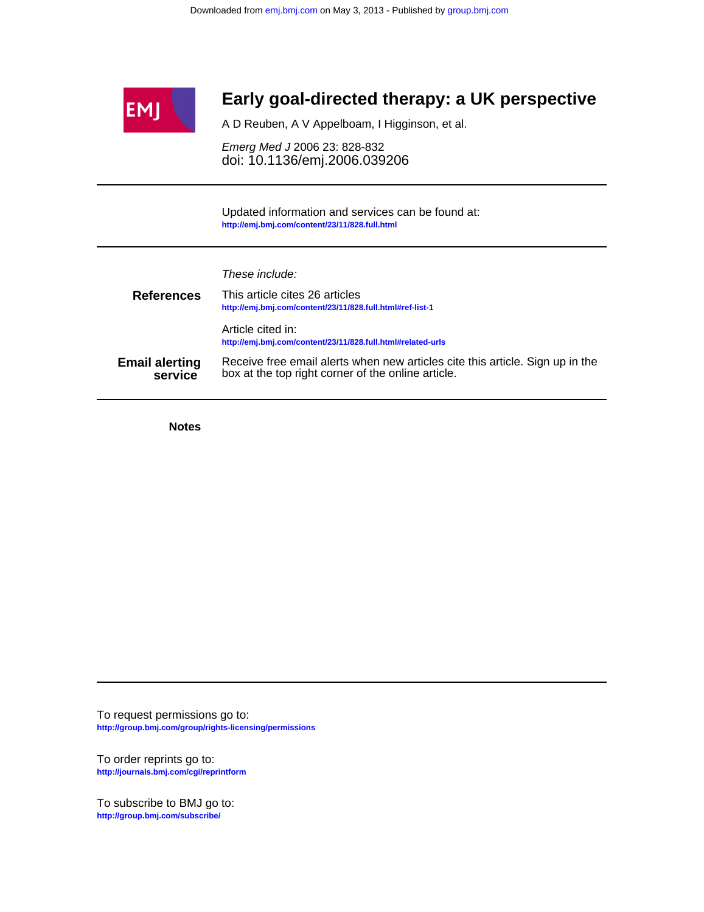Downloaded from emj.bmj.com on May 3, 2013 - Published by group.bmj.com

# Early goal-directed therapy: a UK perspective

A D Reuben, A V Appelboam, I Higginson, et al.

*Emerg Med J* 2006 23: 828-832
doi: 10.1136/emj.2006.039206

Updated information and services can be found at:
http://emj.bmj.com/content/23/11/828.full.html

*These include:*

**References**

This article cites 26 articles
http://emj.bmj.com/content/23/11/828.full.html#ref-list-1

Article cited in:
http://emj.bmj.com/content/23/11/828.full.html#related-urls

**Email alerting service**

Receive free email alerts when new articles cite this article. Sign up in the box at the top right corner of the online article.

**Notes**

To request permissions go to:
http://group.bmj.com/group/rights-licensing/permissions

To order reprints go to:
http://journals.bmj.com/cgi/reprintform

To subscribe to BMJ go to:
http://group.bmj.com/subscribe/